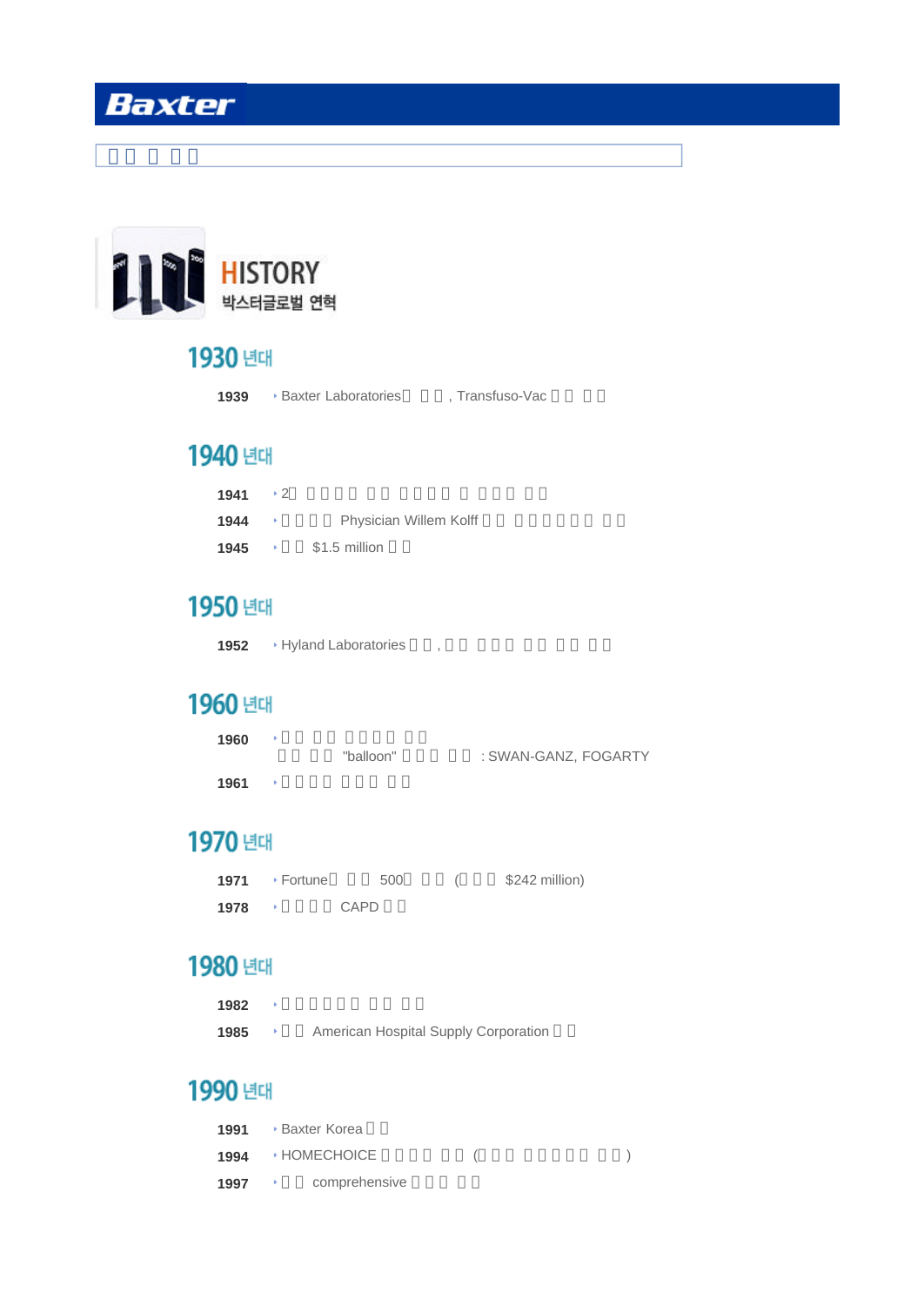# Baxter

□□ □ □□

## HISTORY
박스터글로벌 연혁

### 1930 년대

| | |
|---|---|
| **1939** | Baxter Laboratories□ □□ , Transfuso-Vac □ □ □□ |

### 1940 년대

| | |
|---|---|
| **1941** | 2□ □□□□ □□ □□□□ □ □□□ □□ |
| **1944** | □□□□ Physician Willem Kolff □□ □□□□□□ □□ |
| **1945** | □□ $1.5 million □□ |

### 1950 년대

| | |
|---|---|
| **1952** | Hyland Laboratories □□ , □□ □□□ □□ □□ □□ |

### 1960 년대

| | |
|---|---|
| **1960** | □□ □□ □□□□ □□<br>□□ □□ "balloon" □□□ □□ : SWAN-GANZ, FOGARTY |
| **1961** | □□□□ □□□ □□ |

### 1970 년대

| | |
|---|---|
| **1971** | Fortune□ □□ 500□ □□ (□□□ $242 million) |
| **1978** | □□□□ CAPD □□ |

### 1980 년대

| | |
|---|---|
| **1982** | □□□□□□ □□ □□ |
| **1985** | □□ American Hospital Supply Corporation □□ |

### 1990 년대

| | |
|---|---|
| **1991** | Baxter Korea □□ |
| **1994** | HOMECHOICE □□□□ □□ (□□□ □□□□□ □□) |
| **1997** | □□ comprehensive □□□ □□ |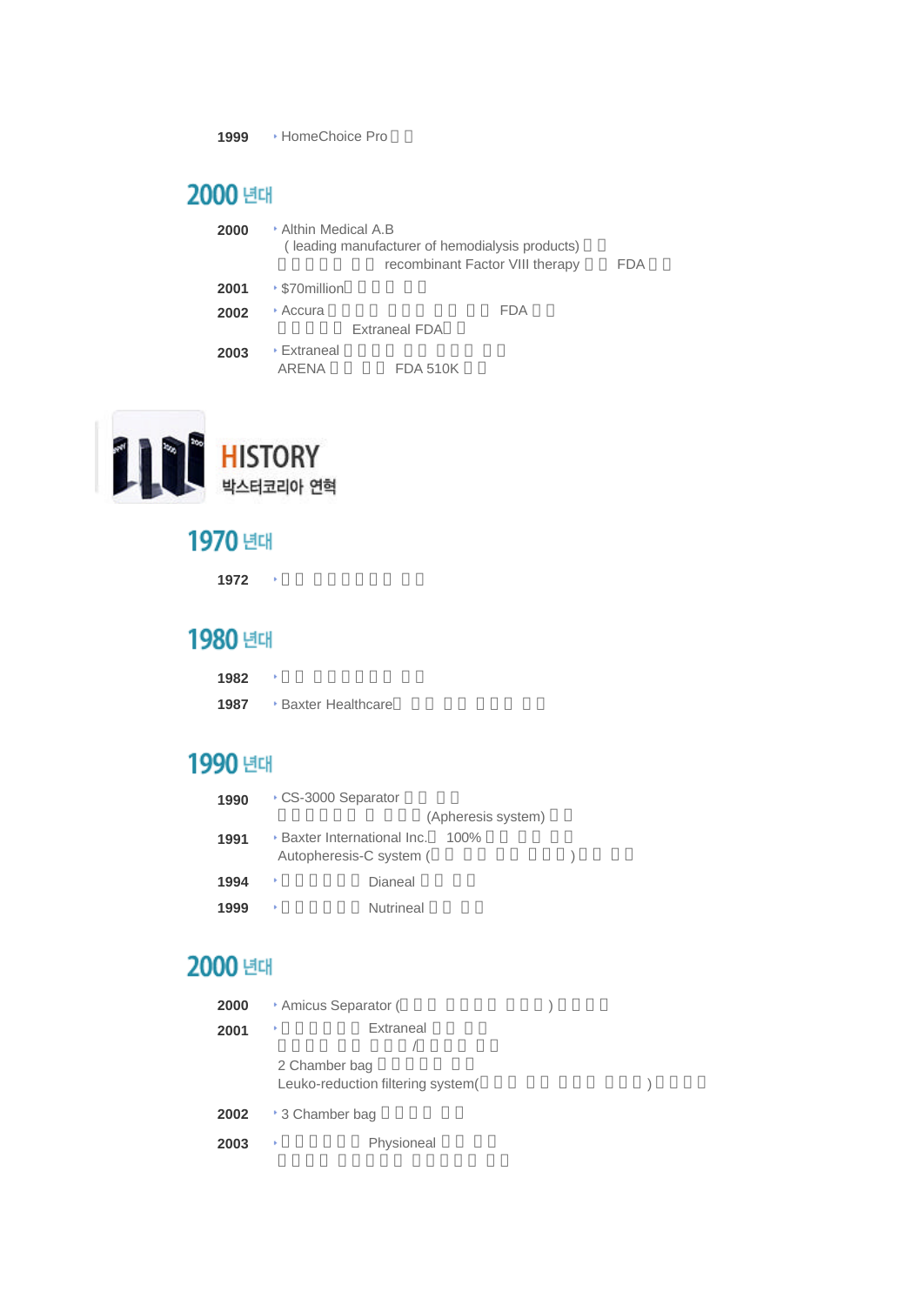**1999** ‣ HomeChoice Pro □ □

## 2000 년대

**2000** ‣ Althin Medical A.B
( leading manufacturer of hemodialysis products) □ □
□ □ □ □ □ □ □ recombinant Factor VIII therapy □ □ FDA □ □

**2001** ‣ $70million□ □ □ □ □ □

**2002** ‣ Accura □ □ □ □ □ □ □ □ □ □ □ FDA □ □
□ □ □ □ □ Extraneal FDA□ □

**2003** ‣ Extraneal □ □ □ □ □ □ □ □ □ □ □
ARENA □ □ □ □ FDA 510K □ □

# HISTORY

## 박스터코리아 연혁

## 1970 년대

**1972** ‣ □ □ □ □ □ □ □ □ □ □ □

## 1980 년대

**1982** ‣ □ □ □ □ □ □ □ □ □ □ □

**1987** ‣ Baxter Healthcare□ □ □ □ □ □ □ □ □ □

## 1990 년대

**1990** ‣ CS-3000 Separator □ □ □ □
□ □ □ □ □ □ □ □ □ □ (Apheresis system) □ □

**1991** ‣ Baxter International Inc.□ 100% □ □ □ □ □ □
Autopheresis-C system (□ □ □ □ □ □ □ □ □ ) □ □ □ □

**1994** ‣ □ □ □ □ □ □ Dianeal □ □ □ □

**1999** ‣ □ □ □ □ □ □ Nutrineal □ □ □ □

## 2000 년대

**2000** ‣ Amicus Separator (□ □ □ □ □ □ □ □ □ □ ) □ □ □ □

**2001** ‣ □ □ □ □ □ □ Extraneal □ □ □ □
□ □ □ □ □ □ □ □ □ /□ □ □ □ □ □
2 Chamber bag □ □ □ □ □ □ □
Leuko-reduction filtering system(□ □ □ □ □ □ □ □ □ □ □ ) □ □ □ □

**2002** ‣ 3 Chamber bag □ □ □ □ □ □

**2003** ‣ □ □ □ □ □ □ Physioneal □ □ □ □
□ □ □ □ □ □ □ □ □ □ □ □ □ □ □ □ □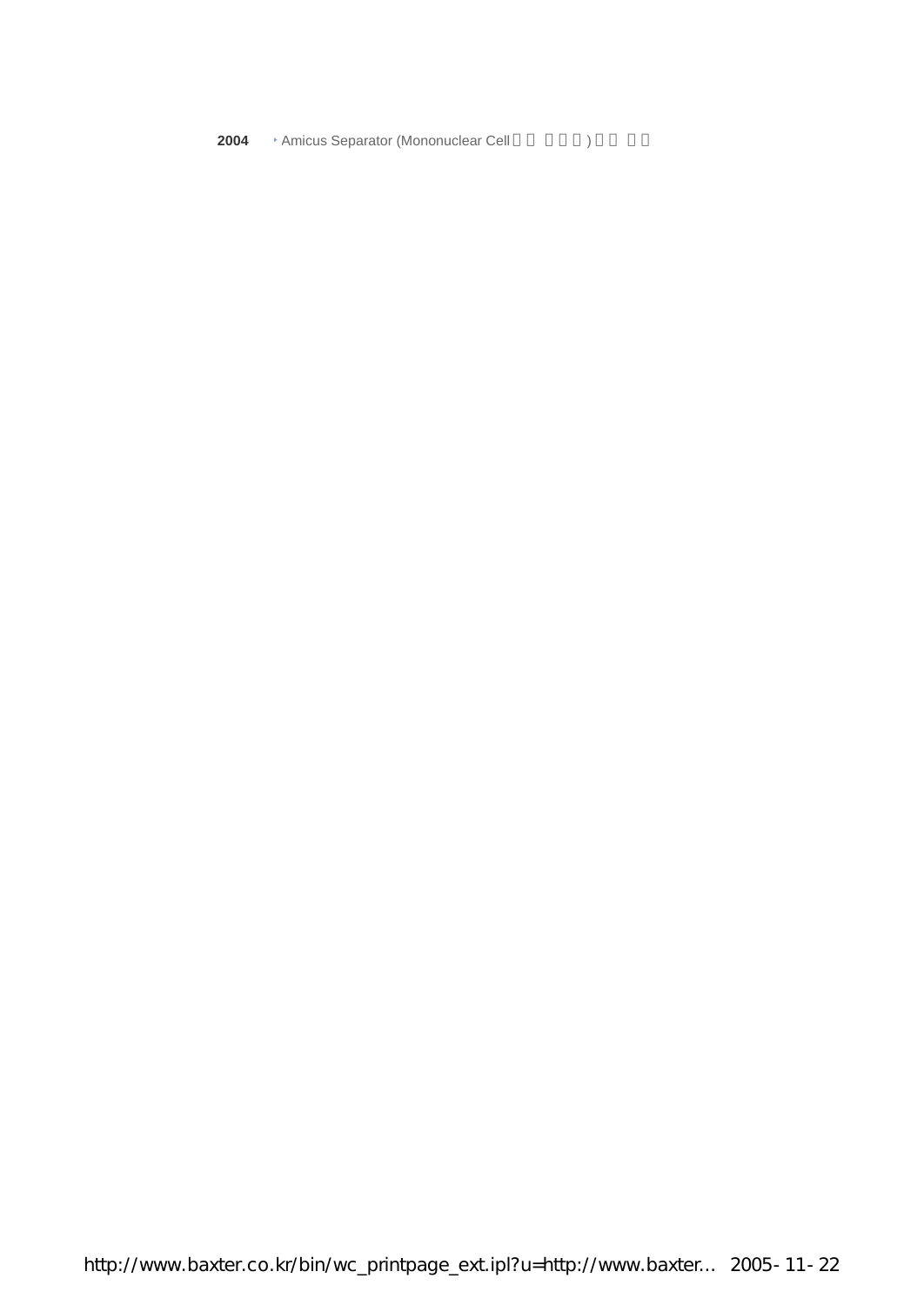**2004** ‣ Amicus Separator (Mononuclear Cell 　 　 　 　 　)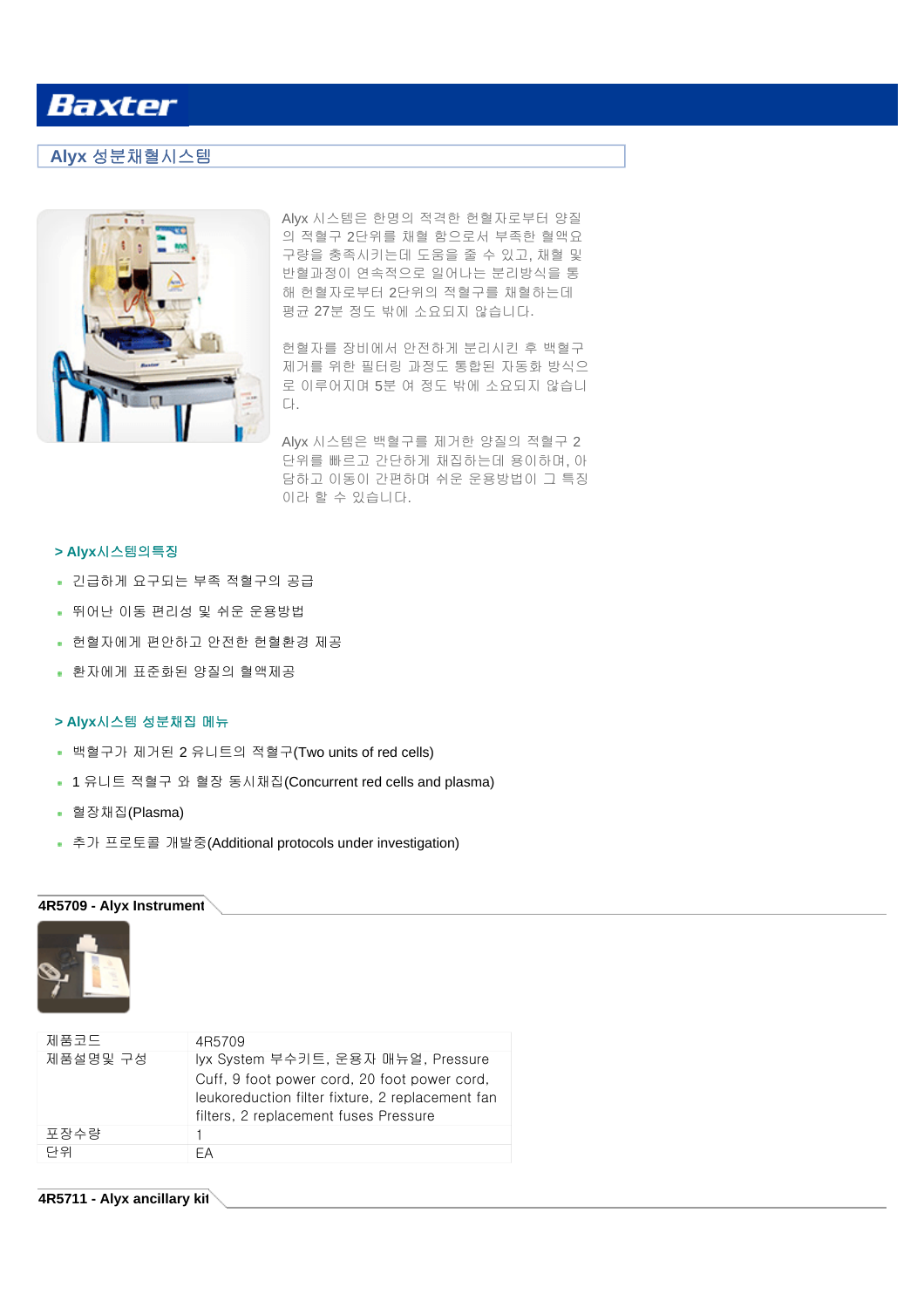# Alyx 성분채혈시스템

Alyx 시스템은 한명의 적격한 헌혈자로부터 양질의 적혈구 2단위를 채혈 함으로서 부족한 혈액요구량을 충족시키는데 도움을 줄 수 있고, 채혈 및 반혈과정이 연속적으로 일어나는 분리방식을 통해 헌혈자로부터 2단위의 적혈구를 채혈하는데 평균 27분 정도 밖에 소요되지 않습니다.

헌혈자를 장비에서 안전하게 분리시킨 후 백혈구 제거를 위한 필터링 과정도 통합된 자동화 방식으로 이루어지며 5분 여 정도 밖에 소요되지 않습니다.

Alyx 시스템은 백혈구를 제거한 양질의 적혈구 2단위를 빠르고 간단하게 채집하는데 용이하며, 아담하고 이동이 간편하며 쉬운 운용방법이 그 특징이라 할 수 있습니다.

## > Alyx시스템의특징

- 긴급하게 요구되는 부족 적혈구의 공급
- 뛰어난 이동 편리성 및 쉬운 운용방법
- 헌혈자에게 편안하고 안전한 헌혈환경 제공
- 환자에게 표준화된 양질의 혈액제공

## > Alyx시스템 성분채집 메뉴

- 백혈구가 제거된 2 유니트의 적혈구(Two units of red cells)
- 1 유니트 적혈구 와 혈장 동시채집(Concurrent red cells and plasma)
- 혈장채집(Plasma)
- 추가 프로토콜 개발중(Additional protocols under investigation)

### 4R5709 - Alyx Instrument

| | |
|---|---|
| 제품코드 | 4R5709 |
| 제품설명및 구성 | lyx System 부수키트, 운용자 매뉴얼, Pressure Cuff, 9 foot power cord, 20 foot power cord, leukoreduction filter fixture, 2 replacement fan filters, 2 replacement fuses Pressure |
| 포장수량 | 1 |
| 단위 | EA |

### 4R5711 - Alyx ancillary kit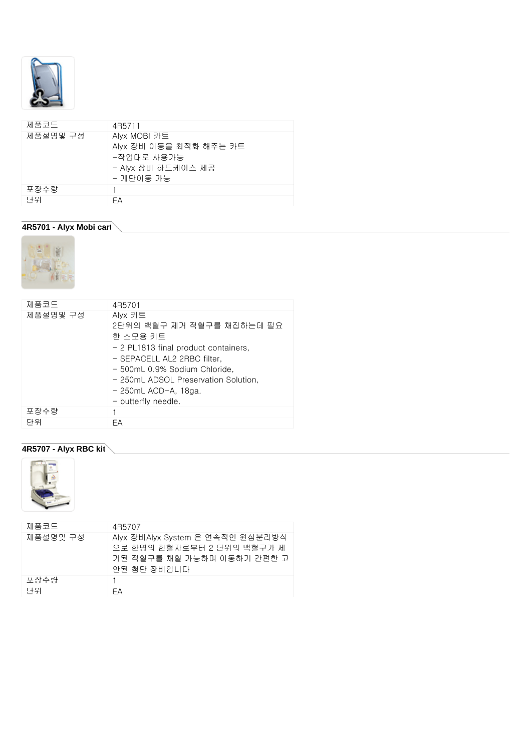| 제품코드 | 4R5711 |
| --- | --- |
| 제품설명및 구성 | Alyx MOBI 카트<br>Alyx 장비 이동을 최적화 해주는 카트<br>-작업대로 사용가능<br>- Alyx 장비 하드케이스 제공<br>- 계단이동 가능 |
| 포장수량 | 1 |
| 단위 | EA |

## 4R5701 - Alyx Mobi cart

| 제품코드 | 4R5701 |
| --- | --- |
| 제품설명및 구성 | Alyx 키트<br>2단위의 백혈구 제거 적혈구를 채집하는데 필요한 소모용 키트<br>- 2 PL1813 final product containers,<br>- SEPACELL AL2 2RBC filter,<br>- 500mL 0.9% Sodium Chloride,<br>- 250mL ADSOL Preservation Solution,<br>- 250mL ACD-A, 18ga.<br>- butterfly needle. |
| 포장수량 | 1 |
| 단위 | EA |

## 4R5707 - Alyx RBC kit

| 제품코드 | 4R5707 |
| --- | --- |
| 제품설명및 구성 | Alyx 장비Alyx System 은 연속적인 원심분리방식으로 한명의 헌혈자로부터 2 단위의 백혈구가 제거된 적혈구를 채혈 가능하며 이동하기 간편한 고안된 첨단 장비입니다 |
| 포장수량 | 1 |
| 단위 | EA |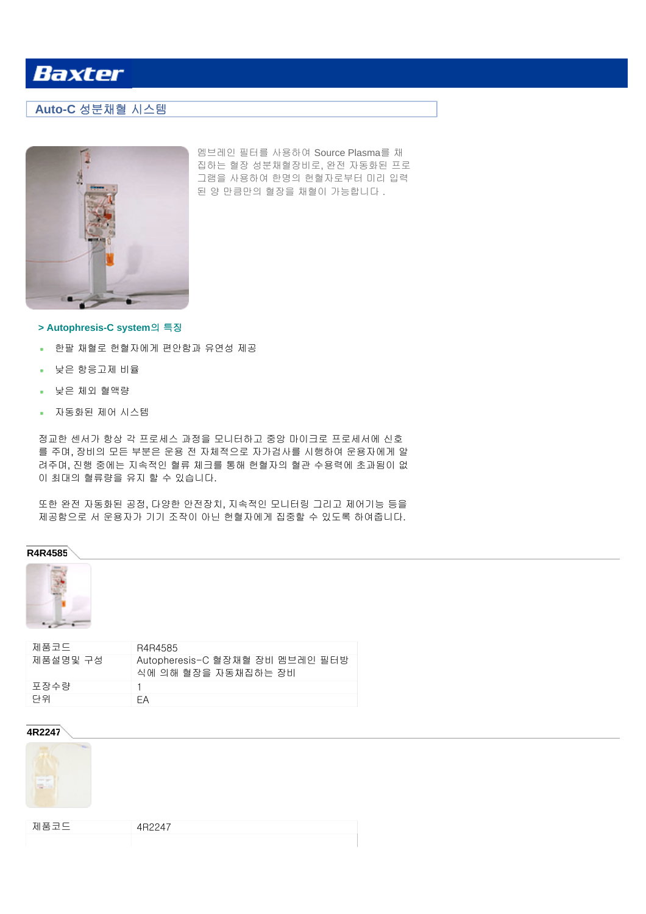Baxter

## Auto-C 성분채혈 시스템

멤브레인 필터를 사용하여 Source Plasma를 채집하는 혈장 성분채혈장비로, 완전 자동화된 프로그램을 사용하여 한명의 헌혈자로부터 미리 입력된 양 만큼만의 혈장을 채혈이 가능합니다 .

### > Autophresis-C system의 특징

- 한팔 채혈로 헌혈자에게 편안함과 유연성 제공
- 낮은 항응고제 비율
- 낮은 체외 혈액량
- 자동화된 제어 시스템

정교한 센서가 항상 각 프로세스 과정을 모니터하고 중앙 마이크로 프로세서에 신호를 주며, 장비의 모든 부분은 운용 전 자체적으로 자가검사를 시행하여 운용자에게 알려주며, 진행 중에는 지속적인 혈류 체크를 통해 헌혈자의 혈관 수용력에 초과됨이 없이 최대의 혈류량을 유지 할 수 있습니다.

또한 완전 자동화된 공정, 다양한 안전장치, 지속적인 모니터링 그리고 제어기능 등을 제공함으로 서 운용자가 기기 조작이 아닌 헌혈자에게 집중할 수 있도록 하여줍니다.

### R4R4585

| 제품코드 | R4R4585 |
|---|---|
| 제품설명및 구성 | Autopheresis-C 혈장채혈 장비 멤브레인 필터방식에 의해 혈장을 자동채집하는 장비 |
| 포장수량 | 1 |
| 단위 | EA |

### 4R2247

| 제품코드 | 4R2247 |
|---|---|
| | |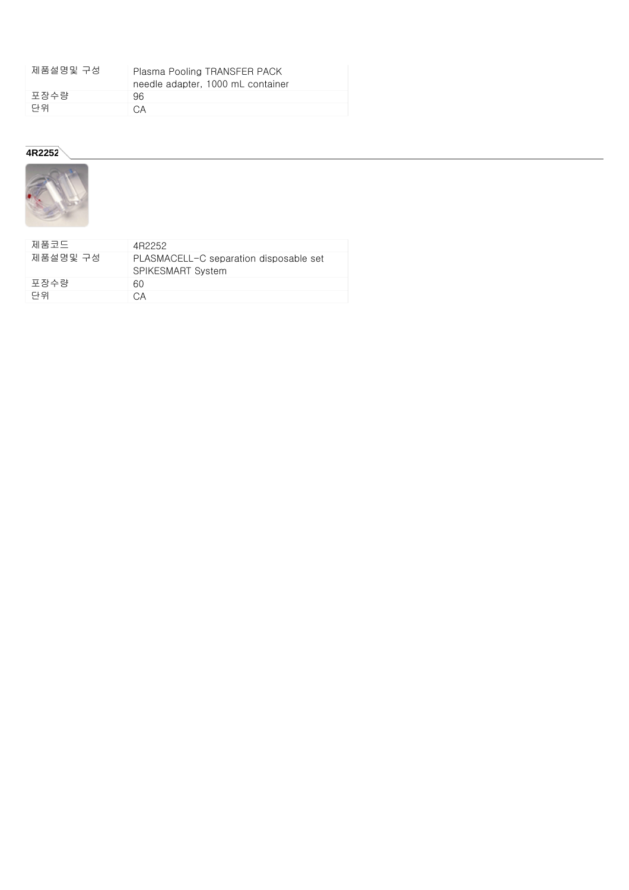| 제품설명및 구성 | Plasma Pooling TRANSFER PACK needle adapter, 1000 mL container |
| --- | --- |
| 포장수량 | 96 |
| 단위 | CA |

## 4R2252

| 제품코드 | 4R2252 |
| --- | --- |
| 제품설명및 구성 | PLASMACELL-C separation disposable set SPIKESMART System |
| 포장수량 | 60 |
| 단위 | CA |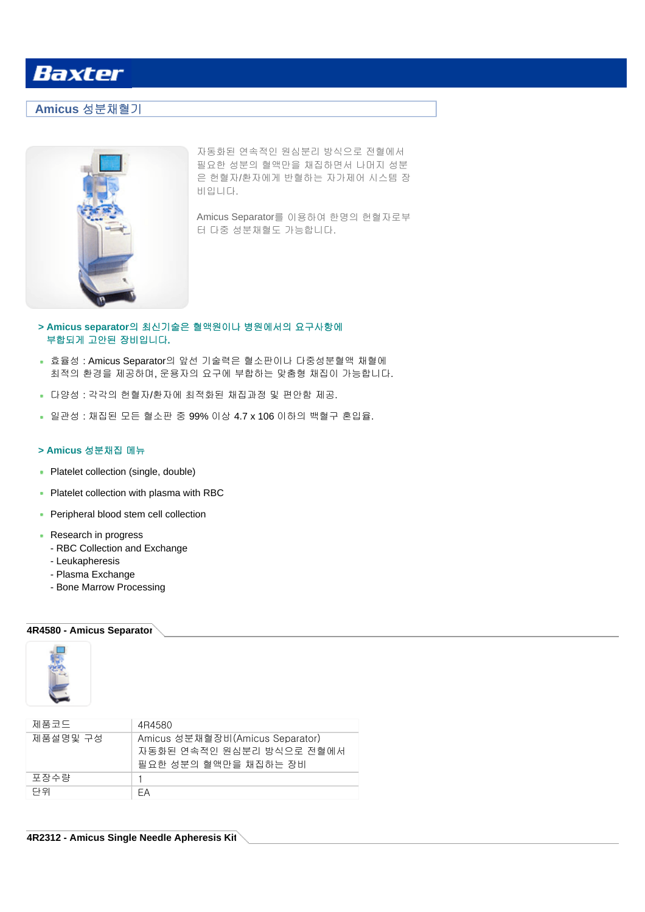Baxter

## Amicus 성분채혈기

자동화된 연속적인 원심분리 방식으로 전혈에서 필요한 성분의 혈액만을 채집하면서 나머지 성분은 헌혈자/환자에게 반혈하는 자가제어 시스템 장비입니다.

Amicus Separator를 이용하여 한명의 헌혈자로부터 다중 성분채혈도 가능합니다.

### > Amicus separator의 최신기술은 혈액원이나 병원에서의 요구사항에 부합되게 고안된 장비입니다.

- 효율성 : Amicus Separator의 앞선 기술력은 혈소판이나 다중성분혈액 채혈에 최적의 환경을 제공하며, 운용자의 요구에 부합하는 맞춤형 채집이 가능합니다.
- 다양성 : 각각의 헌혈자/환자에 최적화된 채집과정 및 편안함 제공.
- 일관성 : 채집된 모든 혈소판 중 99% 이상 4.7 x 106 이하의 백혈구 혼입율.

### > Amicus 성분채집 메뉴

- Platelet collection (single, double)
- Platelet collection with plasma with RBC
- Peripheral blood stem cell collection
- Research in progress
  - RBC Collection and Exchange
  - Leukapheresis
  - Plasma Exchange
  - Bone Marrow Processing

### 4R4580 - Amicus Separator

| | |
|---|---|
| 제품코드 | 4R4580 |
| 제품설명및 구성 | Amicus 성분채혈장비(Amicus Separator) 자동화된 연속적인 원심분리 방식으로 전혈에서 필요한 성분의 혈액만을 채집하는 장비 |
| 포장수량 | 1 |
| 단위 | EA |

### 4R2312 - Amicus Single Needle Apheresis Kit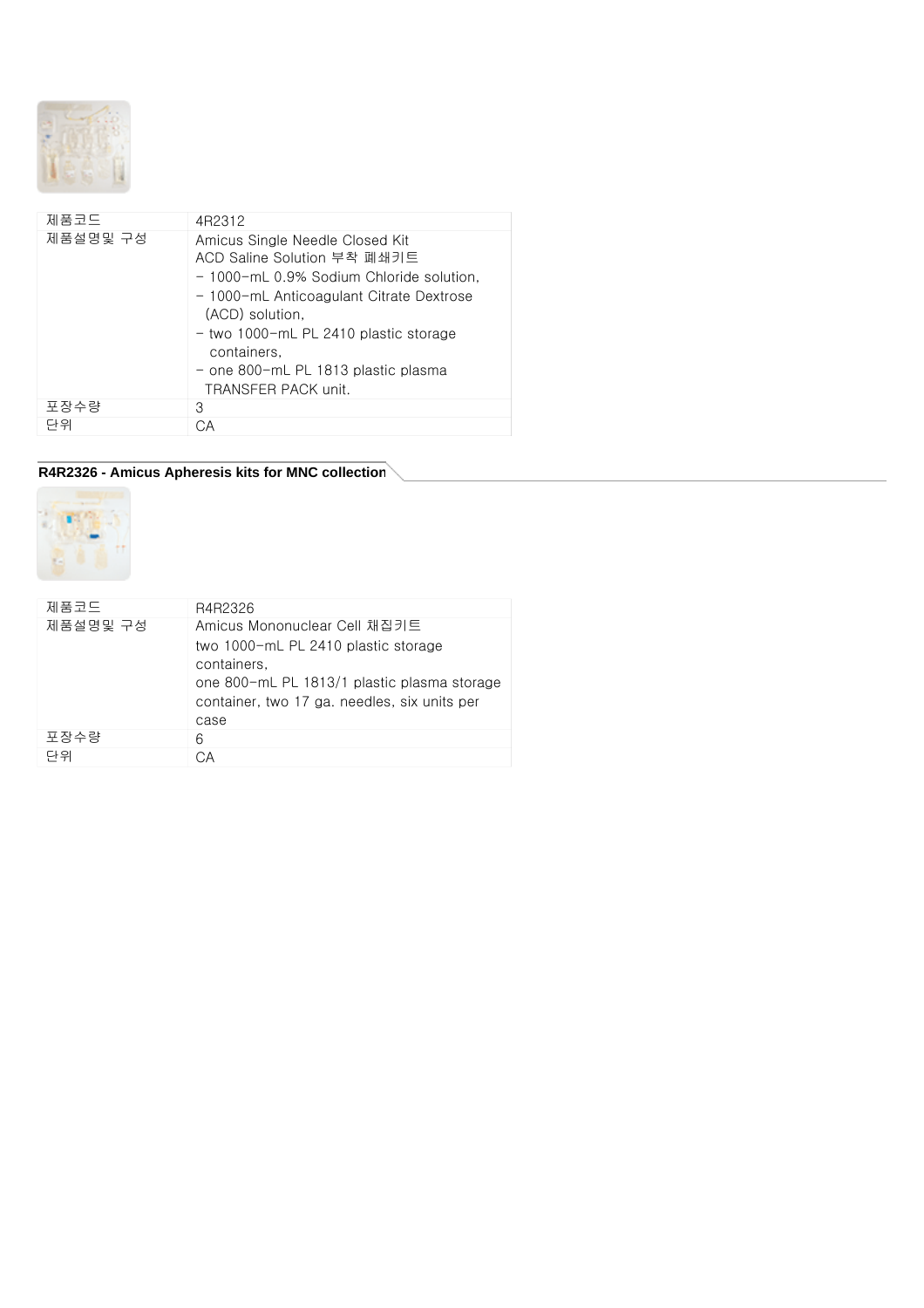| 제품코드 | 4R2312 |
| --- | --- |
| 제품설명및 구성 | Amicus Single Needle Closed Kit<br>ACD Saline Solution 부착 폐쇄키트<br>- 1000-mL 0.9% Sodium Chloride solution,<br>- 1000-mL Anticoagulant Citrate Dextrose (ACD) solution,<br>- two 1000-mL PL 2410 plastic storage containers,<br>- one 800-mL PL 1813 plastic plasma TRANSFER PACK unit. |
| 포장수량 | 3 |
| 단위 | CA |

## R4R2326 - Amicus Apheresis kits for MNC collection

| 제품코드 | R4R2326 |
| --- | --- |
| 제품설명및 구성 | Amicus Mononuclear Cell 채집키트<br>two 1000-mL PL 2410 plastic storage containers,<br>one 800-mL PL 1813/1 plastic plasma storage container, two 17 ga. needles, six units per case |
| 포장수량 | 6 |
| 단위 | CA |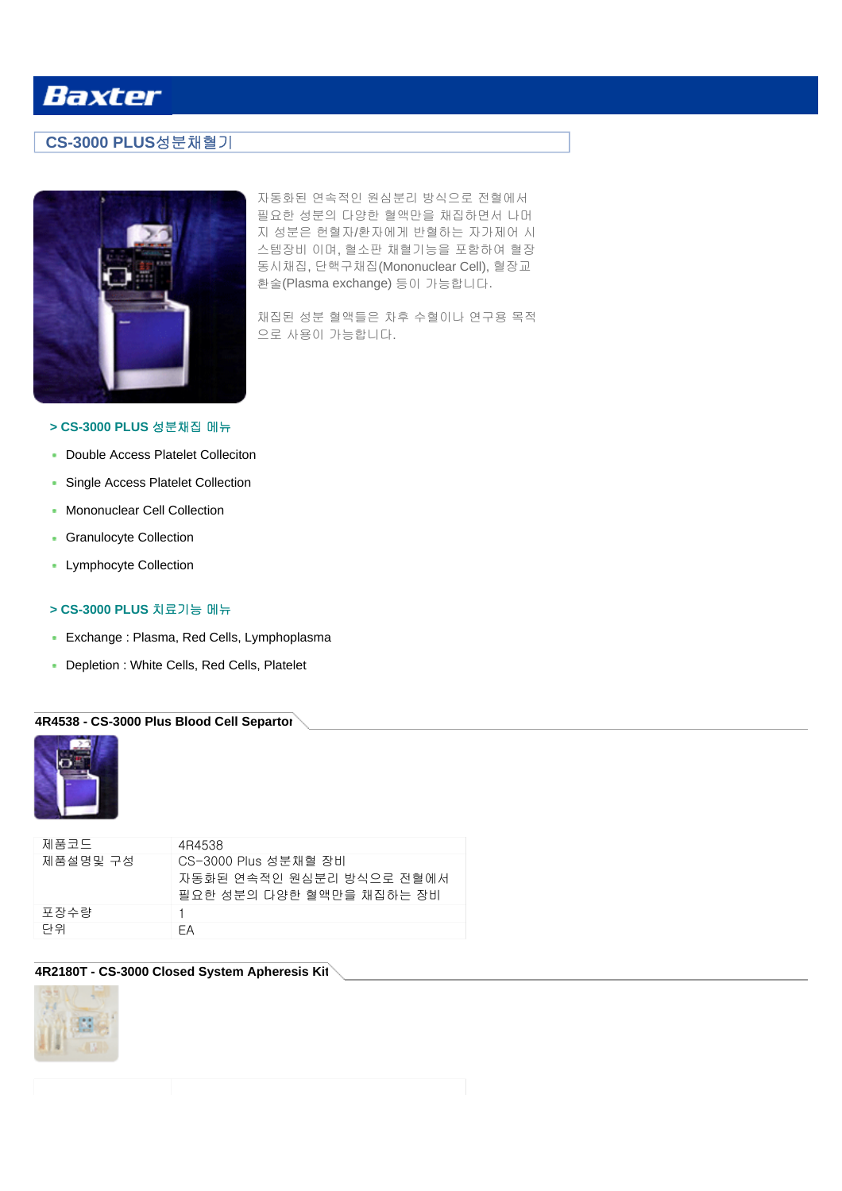Baxter

## CS-3000 PLUS성분채혈기

자동화된 연속적인 원심분리 방식으로 전혈에서 필요한 성분의 다양한 혈액만을 채집하면서 나머지 성분은 헌혈자/환자에게 반혈하는 자가제어 시스템장비 이며, 혈소판 채혈기능을 포함하여 혈장동시채집, 단핵구채집(Mononuclear Cell), 혈장교환술(Plasma exchange) 등이 가능합니다.

채집된 성분 혈액들은 차후 수혈이나 연구용 목적으로 사용이 가능합니다.

### > CS-3000 PLUS 성분채집 메뉴

- Double Access Platelet Colleciton
- Single Access Platelet Collection
- Mononuclear Cell Collection
- Granulocyte Collection
- Lymphocyte Collection

### > CS-3000 PLUS 치료기능 메뉴

- Exchange : Plasma, Red Cells, Lymphoplasma
- Depletion : White Cells, Red Cells, Platelet

### 4R4538 - CS-3000 Plus Blood Cell Separtor

| 제품코드 | 4R4538 |
|---|---|
| 제품설명및 구성 | CS-3000 Plus 성분채혈 장비<br>자동화된 연속적인 원심분리 방식으로 전혈에서 필요한 성분의 다양한 혈액만을 채집하는 장비 |
| 포장수량 | 1 |
| 단위 | EA |

### 4R2180T - CS-3000 Closed System Apheresis Kit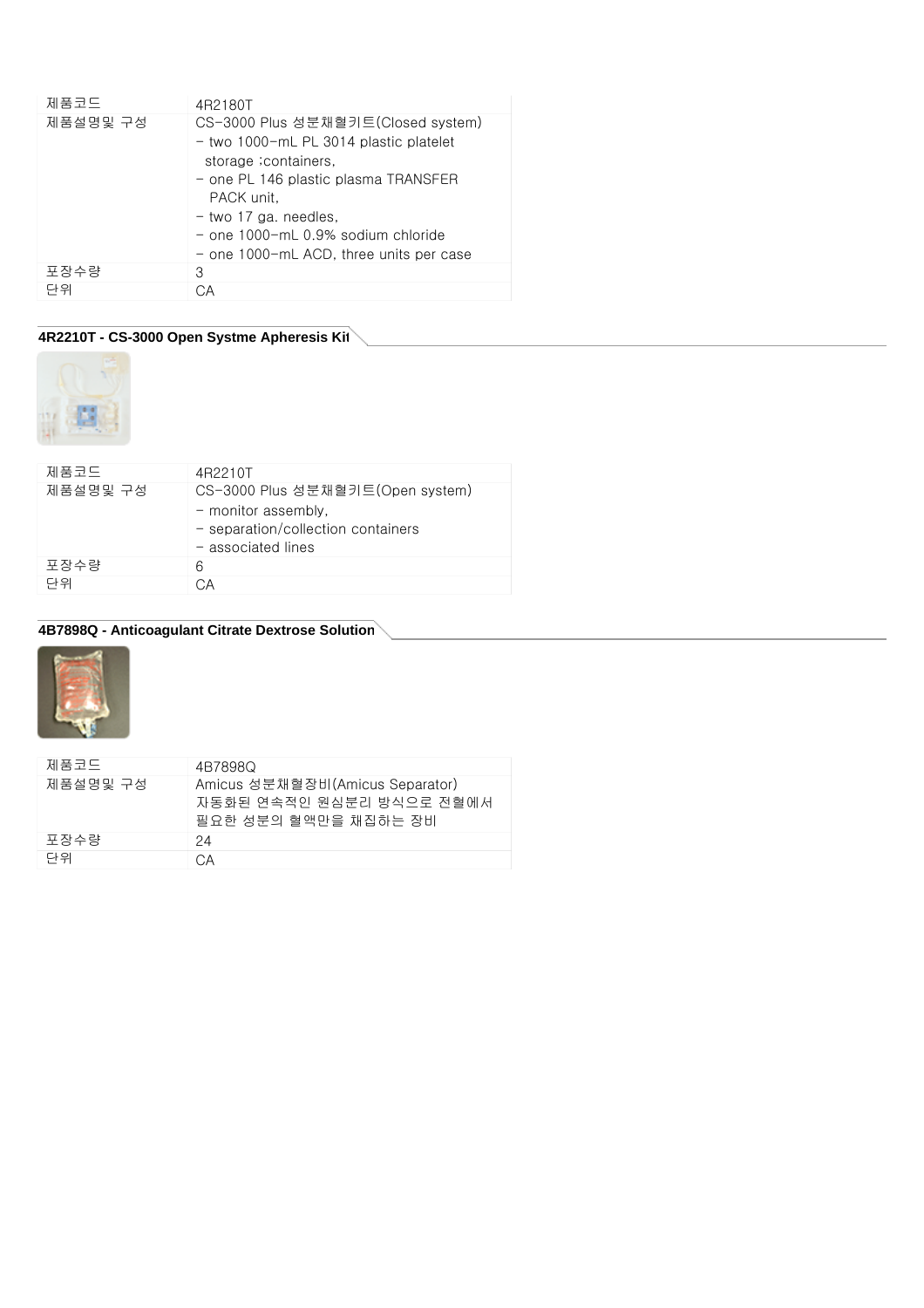| | |
|---|---|
| 제품코드 | 4R2180T |
| 제품설명및 구성 | CS-3000 Plus 성분채혈키트(Closed system)<br>- two 1000-mL PL 3014 plastic platelet storage ;containers,<br>- one PL 146 plastic plasma TRANSFER PACK unit,<br>- two 17 ga. needles,<br>- one 1000-mL 0.9% sodium chloride<br>- one 1000-mL ACD, three units per case |
| 포장수량 | 3 |
| 단위 | CA |

### 4R2210T - CS-3000 Open Systme Apheresis Kit

| | |
|---|---|
| 제품코드 | 4R2210T |
| 제품설명및 구성 | CS-3000 Plus 성분채혈키트(Open system)<br>- monitor assembly,<br>- separation/collection containers<br>- associated lines |
| 포장수량 | 6 |
| 단위 | CA |

### 4B7898Q - Anticoagulant Citrate Dextrose Solution

| | |
|---|---|
| 제품코드 | 4B7898Q |
| 제품설명및 구성 | Amicus 성분채혈장비(Amicus Separator)<br>자동화된 연속적인 원심분리 방식으로 전혈에서 필요한 성분의 혈액만을 채집하는 장비 |
| 포장수량 | 24 |
| 단위 | CA |